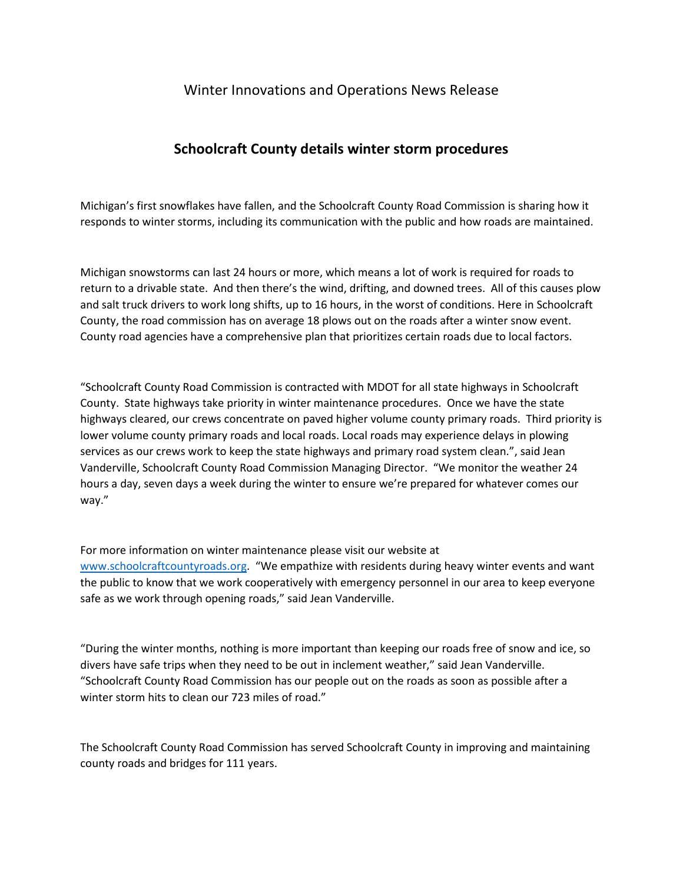Winter Innovations and Operations News Release

# Schoolcraft County details winter storm procedures

Michigan's first snowflakes have fallen, and the Schoolcraft County Road Commission is sharing how it responds to winter storms, including its communication with the public and how roads are maintained.

Michigan snowstorms can last 24 hours or more, which means a lot of work is required for roads to return to a drivable state. And then there's the wind, drifting, and downed trees. All of this causes plow and salt truck drivers to work long shifts, up to 16 hours, in the worst of conditions. Here in Schoolcraft County, the road commission has on average 18 plows out on the roads after a winter snow event. County road agencies have a comprehensive plan that prioritizes certain roads due to local factors.

"Schoolcraft County Road Commission is contracted with MDOT for all state highways in Schoolcraft County. State highways take priority in winter maintenance procedures. Once we have the state highways cleared, our crews concentrate on paved higher volume county primary roads. Third priority is lower volume county primary roads and local roads. Local roads may experience delays in plowing services as our crews work to keep the state highways and primary road system clean.", said Jean Vanderville, Schoolcraft County Road Commission Managing Director. "We monitor the weather 24 hours a day, seven days a week during the winter to ensure we're prepared for whatever comes our way."

For more information on winter maintenance please visit our website at [www.schoolcraftcountyroads.org](http://www.schoolcraftcountyroads.org). "We empathize with residents during heavy winter events and want the public to know that we work cooperatively with emergency personnel in our area to keep everyone safe as we work through opening roads," said Jean Vanderville.

"During the winter months, nothing is more important than keeping our roads free of snow and ice, so divers have safe trips when they need to be out in inclement weather," said Jean Vanderville. "Schoolcraft County Road Commission has our people out on the roads as soon as possible after a winter storm hits to clean our 723 miles of road."

The Schoolcraft County Road Commission has served Schoolcraft County in improving and maintaining county roads and bridges for 111 years.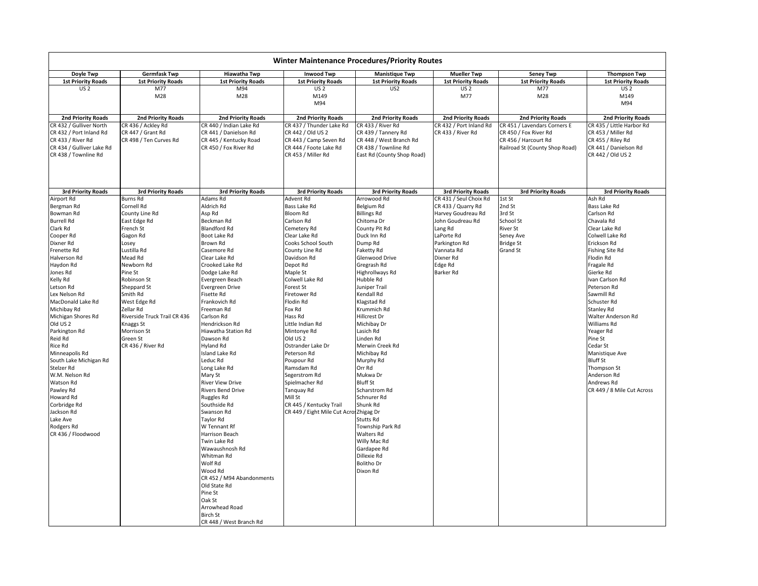# Winter Maintenance Procedures/Priority Routes

| Doyle Twp | Germfask Twp | Hiawatha Twp | Inwood Twp | Manistique Twp | Mueller Twp | Seney Twp | Thompson Twp |
|---|---|---|---|---|---|---|---|
| **1st Priority Roads** | **1st Priority Roads** | **1st Priority Roads** | **1st Priority Roads** | **1st Priority Roads** | **1st Priority Roads** | **1st Priority Roads** | **1st Priority Roads** |
| US 2 | M77 | M94 | US 2 | US2 | US 2 | M77 | US 2 |
| | M28 | M28 | M149 | | M77 | M28 | M149 |
| | | | M94 | | | | M94 |
| **2nd Priority Roads** | **2nd Priority Roads** | **2nd Priority Roads** | **2nd Priority Roads** | **2nd Priority Roads** | **2nd Priority Roads** | **2nd Priority Roads** | **2nd Priority Roads** |
| CR 432 / Gulliver North | CR 436 / Ackley Rd | CR 440 / Indian Lake Rd | CR 437 / Thunder Lake Rd | CR 433 / River Rd | CR 432 / Port Inland Rd | CR 451 / Lavendars Corners E | CR 435 / Little Harbor Rd |
| CR 432 / Port Inland Rd | CR 447 / Grant Rd | CR 441 / Danielson Rd | CR 442 / Old US 2 | CR 439 / Tannery Rd | CR 433 / River Rd | CR 450 / Fox River Rd | CR 453 / Miller Rd |
| CR 433 / River Rd | CR 498 / Ten Curves Rd | CR 445 / Kentucky Road | CR 443 / Camp Seven Rd | CR 448 / West Branch Rd | | CR 456 / Harcourt Rd | CR 455 / Riley Rd |
| CR 434 / Gulliver Lake Rd | | CR 450 / Fox River Rd | CR 444 / Foote Lake Rd | CR 438 / Townline Rd | | Railroad St (County Shop Road) | CR 441 / Danielson Rd |
| CR 438 / Townline Rd | | | CR 453 / Miller Rd | East Rd (County Shop Road) | | | CR 442 / Old US 2 |
| **3rd Priority Roads** | **3rd Priority Roads** | **3rd Priority Roads** | **3rd Priority Roads** | **3rd Priority Roads** | **3rd Priority Roads** | **3rd Priority Roads** | **3rd Priority Roads** |
| Airport Rd | Burns Rd | Adams Rd | Advent Rd | Arrowood Rd | CR 431 / Seul Choix Rd | 1st St | Ash Rd |
| Bergman Rd | Cornell Rd | Aldrich Rd | Bass Lake Rd | Belgium Rd | CR 433 / Quarry Rd | 2nd St | Bass Lake Rd |
| Bowman Rd | County Line Rd | Asp Rd | Bloom Rd | Billings Rd | Harvey Goudreau Rd | 3rd St | Carlson Rd |
| Burrell Rd | East Edge Rd | Beckman Rd | Carlson Rd | Chitoma Dr | John Goudreau Rd | School St | Chavala Rd |
| Clark Rd | French St | Blandford Rd | Cemetery Rd | County Pit Rd | Lang Rd | River St | Clear Lake Rd |
| Cooper Rd | Gagon Rd | Boot Lake Rd | Clear Lake Rd | Duck Inn Rd | LaPorte Rd | Seney Ave | Colwell Lake Rd |
| Dixner Rd | Losey | Brown Rd | Cooks School South | Dump Rd | Parkington Rd | Bridge St | Erickson Rd |
| Frenette Rd | Lustilla Rd | Casemore Rd | County Line Rd | Faketty Rd | Vannata Rd | Grand St | Fishing Site Rd |
| Halverson Rd | Mead Rd | Clear Lake Rd | Davidson Rd | Glenwood Drive | Dixner Rd | | Flodin Rd |
| Haydon Rd | Newborn Rd | Crooked Lake Rd | Depot Rd | Gregrash Rd | Edge Rd | | Fragale Rd |
| Jones Rd | Pine St | Dodge Lake Rd | Maple St | Highrollways Rd | Barker Rd | | Gierke Rd |
| Kelly Rd | Robinson St | Evergreen Beach | Colwell Lake Rd | Hubble Rd | | | Ivan Carlson Rd |
| Letson Rd | Sheppard St | Evergreen Drive | Forest St | Juniper Trail | | | Peterson Rd |
| Lex Nelson Rd | Smith Rd | Fisette Rd | Firetower Rd | Kendall Rd | | | Sawmill Rd |
| MacDonald Lake Rd | West Edge Rd | Frankovich Rd | Flodin Rd | Klagstad Rd | | | Schuster Rd |
| Michibay Rd | Zellar Rd | Freeman Rd | Fox Rd | Krummich Rd | | | Stanley Rd |
| Michigan Shores Rd | Riverside Truck Trail CR 436 | Carlson Rd | Hass Rd | Hillcrest Dr | | | Walter Anderson Rd |
| Old US 2 | Knaggs St | Hendrickson Rd | Little Indian Rd | Michibay Dr | | | Williams Rd |
| Parkington Rd | Morrison St | Hiawatha Station Rd | Mintonye Rd | Lasich Rd | | | Yeager Rd |
| Reid Rd | Green St | Dawson Rd | Old US 2 | Linden Rd | | | Pine St |
| Rice Rd | CR 436 / River Rd | Hyland Rd | Ostrander Lake Dr | Merwin Creek Rd | | | Cedar St |
| Minneapolis Rd | | Island Lake Rd | Peterson Rd | Michibay Rd | | | Manistique Ave |
| South Lake Michigan Rd | | Leduc Rd | Poupour Rd | Murphy Rd | | | Bluff St |
| Stelzer Rd | | Long Lake Rd | Ramsdam Rd | Orr Rd | | | Thompson St |
| W.M. Nelson Rd | | Mary St | Segerstrom Rd | Mukwa Dr | | | Anderson Rd |
| Watson Rd | | River View Drive | Spielmacher Rd | Bluff St | | | Andrews Rd |
| Pawley Rd | | Rivers Bend Drive | Tanquay Rd | Scharstrom Rd | | | CR 449 / 8 Mile Cut Across |
| Howard Rd | | Ruggles Rd | Mill St | Schnurer Rd | | | |
| Corbridge Rd | | Southside Rd | CR 445 / Kentucky Trail | Shunk Rd | | | |
| Jackson Rd | | Swanson Rd | CR 449 / Eight Mile Cut Acro | Zhigag Dr | | | |
| Lake Ave | | Taylor Rd | | Stutts Rd | | | |
| Rodgers Rd | | W Tennant Rf | | Township Park Rd | | | |
| CR 436 / Floodwood | | Harrison Beach | | Walters Rd | | | |
| | | Twin Lake Rd | | Willy Mac Rd | | | |
| | | Wawaushnosh Rd | | Gardapee Rd | | | |
| | | Whitman Rd | | Dillexie Rd | | | |
| | | Wolf Rd | | Bolitho Dr | | | |
| | | Wood Rd | | Dixon Rd | | | |
| | | CR 452 / M94 Abandonments | | | | | |
| | | Old State Rd | | | | | |
| | | Pine St | | | | | |
| | | Oak St | | | | | |
| | | Arrowhead Road | | | | | |
| | | Birch St | | | | | |
| | | CR 448 / West Branch Rd | | | | | |